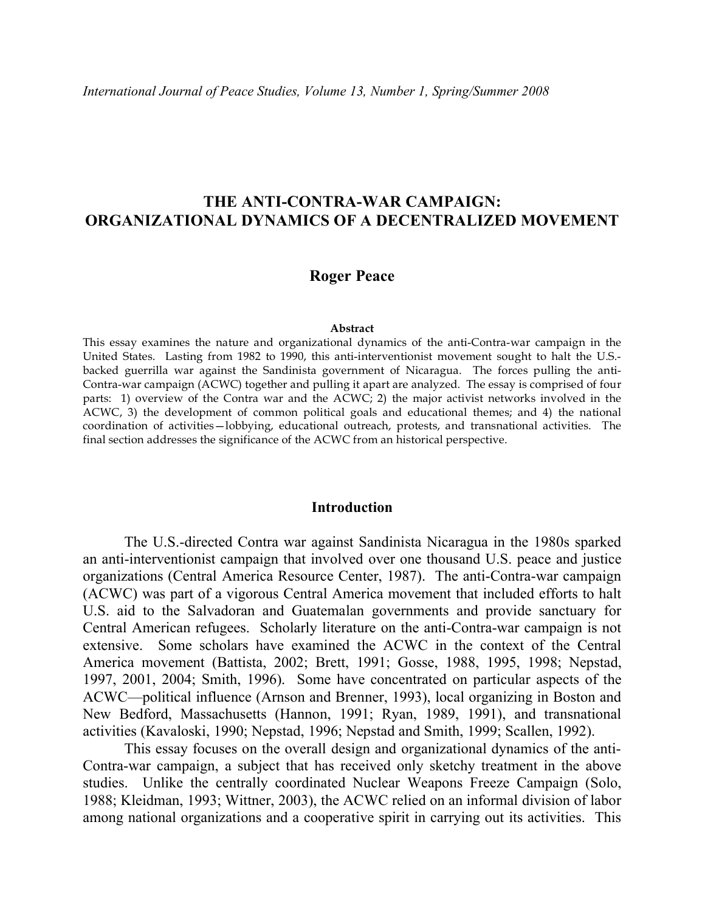# THE ANTI-CONTRA-WAR CAMPAIGN: ORGANIZATIONAL DYNAMICS OF A DECENTRALIZED MOVEMENT

**Roger Peace**

**Abstract**

This essay examines the nature and organizational dynamics of the anti-Contra-war campaign in the United States. Lasting from 1982 to 1990, this anti-interventionist movement sought to halt the U.S.-backed guerrilla war against the Sandinista government of Nicaragua. The forces pulling the anti-Contra-war campaign (ACWC) together and pulling it apart are analyzed. The essay is comprised of four parts: 1) overview of the Contra war and the ACWC; 2) the major activist networks involved in the ACWC, 3) the development of common political goals and educational themes; and 4) the national coordination of activities—lobbying, educational outreach, protests, and transnational activities. The final section addresses the significance of the ACWC from an historical perspective.

## Introduction

The U.S.-directed Contra war against Sandinista Nicaragua in the 1980s sparked an anti-interventionist campaign that involved over one thousand U.S. peace and justice organizations (Central America Resource Center, 1987). The anti-Contra-war campaign (ACWC) was part of a vigorous Central America movement that included efforts to halt U.S. aid to the Salvadoran and Guatemalan governments and provide sanctuary for Central American refugees. Scholarly literature on the anti-Contra-war campaign is not extensive. Some scholars have examined the ACWC in the context of the Central America movement (Battista, 2002; Brett, 1991; Gosse, 1988, 1995, 1998; Nepstad, 1997, 2001, 2004; Smith, 1996). Some have concentrated on particular aspects of the ACWC—political influence (Arnson and Brenner, 1993), local organizing in Boston and New Bedford, Massachusetts (Hannon, 1991; Ryan, 1989, 1991), and transnational activities (Kavaloski, 1990; Nepstad, 1996; Nepstad and Smith, 1999; Scallen, 1992).

This essay focuses on the overall design and organizational dynamics of the anti-Contra-war campaign, a subject that has received only sketchy treatment in the above studies. Unlike the centrally coordinated Nuclear Weapons Freeze Campaign (Solo, 1988; Kleidman, 1993; Wittner, 2003), the ACWC relied on an informal division of labor among national organizations and a cooperative spirit in carrying out its activities. This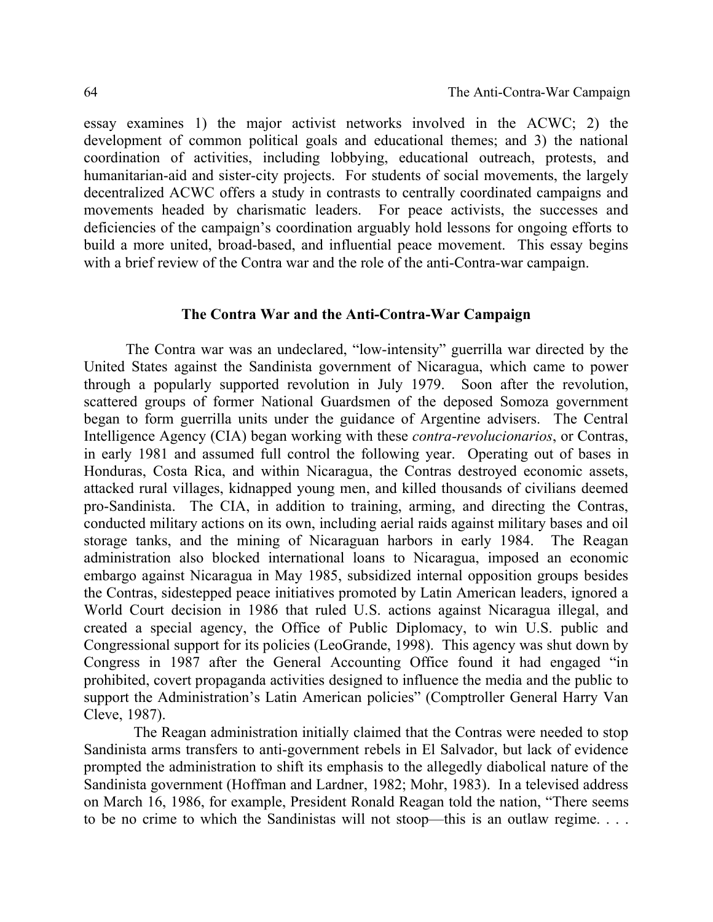essay examines 1) the major activist networks involved in the ACWC; 2) the development of common political goals and educational themes; and 3) the national coordination of activities, including lobbying, educational outreach, protests, and humanitarian-aid and sister-city projects. For students of social movements, the largely decentralized ACWC offers a study in contrasts to centrally coordinated campaigns and movements headed by charismatic leaders. For peace activists, the successes and deficiencies of the campaign's coordination arguably hold lessons for ongoing efforts to build a more united, broad-based, and influential peace movement. This essay begins with a brief review of the Contra war and the role of the anti-Contra-war campaign.

## The Contra War and the Anti-Contra-War Campaign

The Contra war was an undeclared, "low-intensity" guerrilla war directed by the United States against the Sandinista government of Nicaragua, which came to power through a popularly supported revolution in July 1979. Soon after the revolution, scattered groups of former National Guardsmen of the deposed Somoza government began to form guerrilla units under the guidance of Argentine advisers. The Central Intelligence Agency (CIA) began working with these *contra-revolucionarios*, or Contras, in early 1981 and assumed full control the following year. Operating out of bases in Honduras, Costa Rica, and within Nicaragua, the Contras destroyed economic assets, attacked rural villages, kidnapped young men, and killed thousands of civilians deemed pro-Sandinista. The CIA, in addition to training, arming, and directing the Contras, conducted military actions on its own, including aerial raids against military bases and oil storage tanks, and the mining of Nicaraguan harbors in early 1984. The Reagan administration also blocked international loans to Nicaragua, imposed an economic embargo against Nicaragua in May 1985, subsidized internal opposition groups besides the Contras, sidestepped peace initiatives promoted by Latin American leaders, ignored a World Court decision in 1986 that ruled U.S. actions against Nicaragua illegal, and created a special agency, the Office of Public Diplomacy, to win U.S. public and Congressional support for its policies (LeoGrande, 1998). This agency was shut down by Congress in 1987 after the General Accounting Office found it had engaged "in prohibited, covert propaganda activities designed to influence the media and the public to support the Administration's Latin American policies" (Comptroller General Harry Van Cleve, 1987).

The Reagan administration initially claimed that the Contras were needed to stop Sandinista arms transfers to anti-government rebels in El Salvador, but lack of evidence prompted the administration to shift its emphasis to the allegedly diabolical nature of the Sandinista government (Hoffman and Lardner, 1982; Mohr, 1983). In a televised address on March 16, 1986, for example, President Ronald Reagan told the nation, "There seems to be no crime to which the Sandinistas will not stoop—this is an outlaw regime. . . .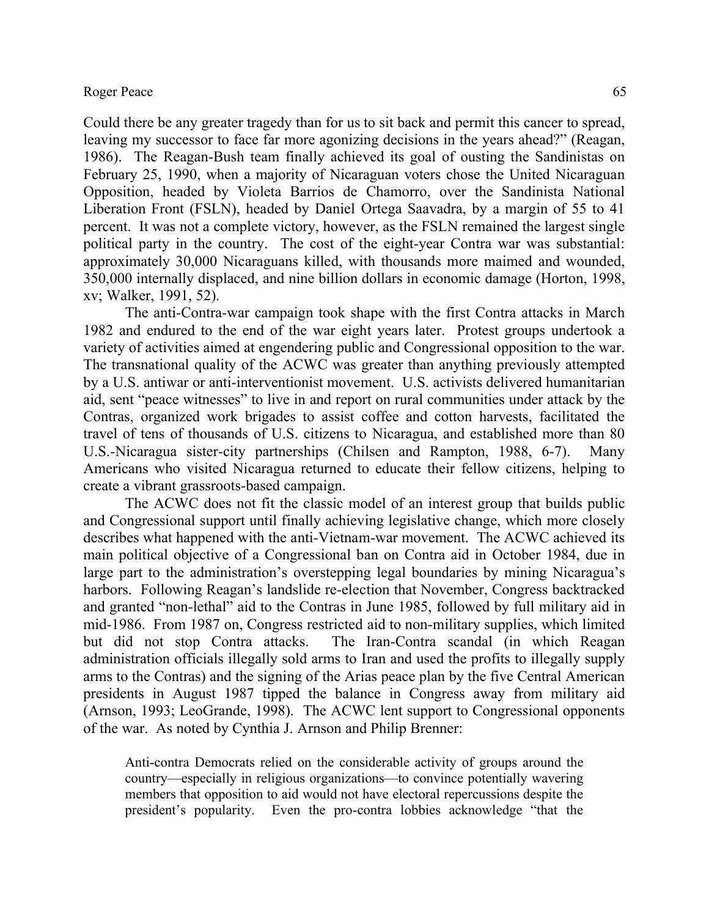Could there be any greater tragedy than for us to sit back and permit this cancer to spread, leaving my successor to face far more agonizing decisions in the years ahead?" (Reagan, 1986). The Reagan-Bush team finally achieved its goal of ousting the Sandinistas on February 25, 1990, when a majority of Nicaraguan voters chose the United Nicaraguan Opposition, headed by Violeta Barrios de Chamorro, over the Sandinista National Liberation Front (FSLN), headed by Daniel Ortega Saavadra, by a margin of 55 to 41 percent. It was not a complete victory, however, as the FSLN remained the largest single political party in the country. The cost of the eight-year Contra war was substantial: approximately 30,000 Nicaraguans killed, with thousands more maimed and wounded, 350,000 internally displaced, and nine billion dollars in economic damage (Horton, 1998, xv; Walker, 1991, 52).

The anti-Contra-war campaign took shape with the first Contra attacks in March 1982 and endured to the end of the war eight years later. Protest groups undertook a variety of activities aimed at engendering public and Congressional opposition to the war. The transnational quality of the ACWC was greater than anything previously attempted by a U.S. antiwar or anti-interventionist movement. U.S. activists delivered humanitarian aid, sent "peace witnesses" to live in and report on rural communities under attack by the Contras, organized work brigades to assist coffee and cotton harvests, facilitated the travel of tens of thousands of U.S. citizens to Nicaragua, and established more than 80 U.S.-Nicaragua sister-city partnerships (Chilsen and Rampton, 1988, 6-7). Many Americans who visited Nicaragua returned to educate their fellow citizens, helping to create a vibrant grassroots-based campaign.

The ACWC does not fit the classic model of an interest group that builds public and Congressional support until finally achieving legislative change, which more closely describes what happened with the anti-Vietnam-war movement. The ACWC achieved its main political objective of a Congressional ban on Contra aid in October 1984, due in large part to the administration's overstepping legal boundaries by mining Nicaragua's harbors. Following Reagan's landslide re-election that November, Congress backtracked and granted "non-lethal" aid to the Contras in June 1985, followed by full military aid in mid-1986. From 1987 on, Congress restricted aid to non-military supplies, which limited but did not stop Contra attacks. The Iran-Contra scandal (in which Reagan administration officials illegally sold arms to Iran and used the profits to illegally supply arms to the Contras) and the signing of the Arias peace plan by the five Central American presidents in August 1987 tipped the balance in Congress away from military aid (Arnson, 1993; LeoGrande, 1998). The ACWC lent support to Congressional opponents of the war. As noted by Cynthia J. Arnson and Philip Brenner:

> Anti-contra Democrats relied on the considerable activity of groups around the country—especially in religious organizations—to convince potentially wavering members that opposition to aid would not have electoral repercussions despite the president's popularity. Even the pro-contra lobbies acknowledge "that the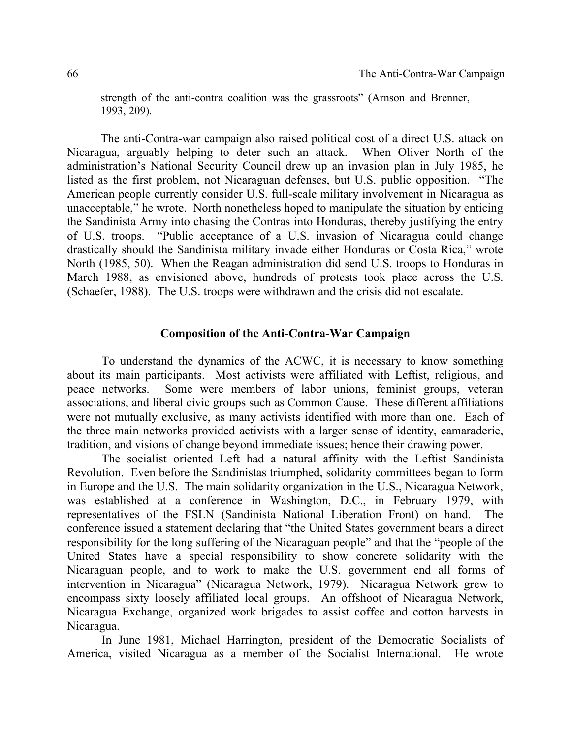strength of the anti-contra coalition was the grassroots" (Arnson and Brenner, 1993, 209).

The anti-Contra-war campaign also raised political cost of a direct U.S. attack on Nicaragua, arguably helping to deter such an attack. When Oliver North of the administration's National Security Council drew up an invasion plan in July 1985, he listed as the first problem, not Nicaraguan defenses, but U.S. public opposition. "The American people currently consider U.S. full-scale military involvement in Nicaragua as unacceptable," he wrote. North nonetheless hoped to manipulate the situation by enticing the Sandinista Army into chasing the Contras into Honduras, thereby justifying the entry of U.S. troops. "Public acceptance of a U.S. invasion of Nicaragua could change drastically should the Sandinista military invade either Honduras or Costa Rica," wrote North (1985, 50). When the Reagan administration did send U.S. troops to Honduras in March 1988, as envisioned above, hundreds of protests took place across the U.S. (Schaefer, 1988). The U.S. troops were withdrawn and the crisis did not escalate.

## Composition of the Anti-Contra-War Campaign

To understand the dynamics of the ACWC, it is necessary to know something about its main participants. Most activists were affiliated with Leftist, religious, and peace networks. Some were members of labor unions, feminist groups, veteran associations, and liberal civic groups such as Common Cause. These different affiliations were not mutually exclusive, as many activists identified with more than one. Each of the three main networks provided activists with a larger sense of identity, camaraderie, tradition, and visions of change beyond immediate issues; hence their drawing power.

The socialist oriented Left had a natural affinity with the Leftist Sandinista Revolution. Even before the Sandinistas triumphed, solidarity committees began to form in Europe and the U.S. The main solidarity organization in the U.S., Nicaragua Network, was established at a conference in Washington, D.C., in February 1979, with representatives of the FSLN (Sandinista National Liberation Front) on hand. The conference issued a statement declaring that "the United States government bears a direct responsibility for the long suffering of the Nicaraguan people" and that the "people of the United States have a special responsibility to show concrete solidarity with the Nicaraguan people, and to work to make the U.S. government end all forms of intervention in Nicaragua" (Nicaragua Network, 1979). Nicaragua Network grew to encompass sixty loosely affiliated local groups. An offshoot of Nicaragua Network, Nicaragua Exchange, organized work brigades to assist coffee and cotton harvests in Nicaragua.

In June 1981, Michael Harrington, president of the Democratic Socialists of America, visited Nicaragua as a member of the Socialist International. He wrote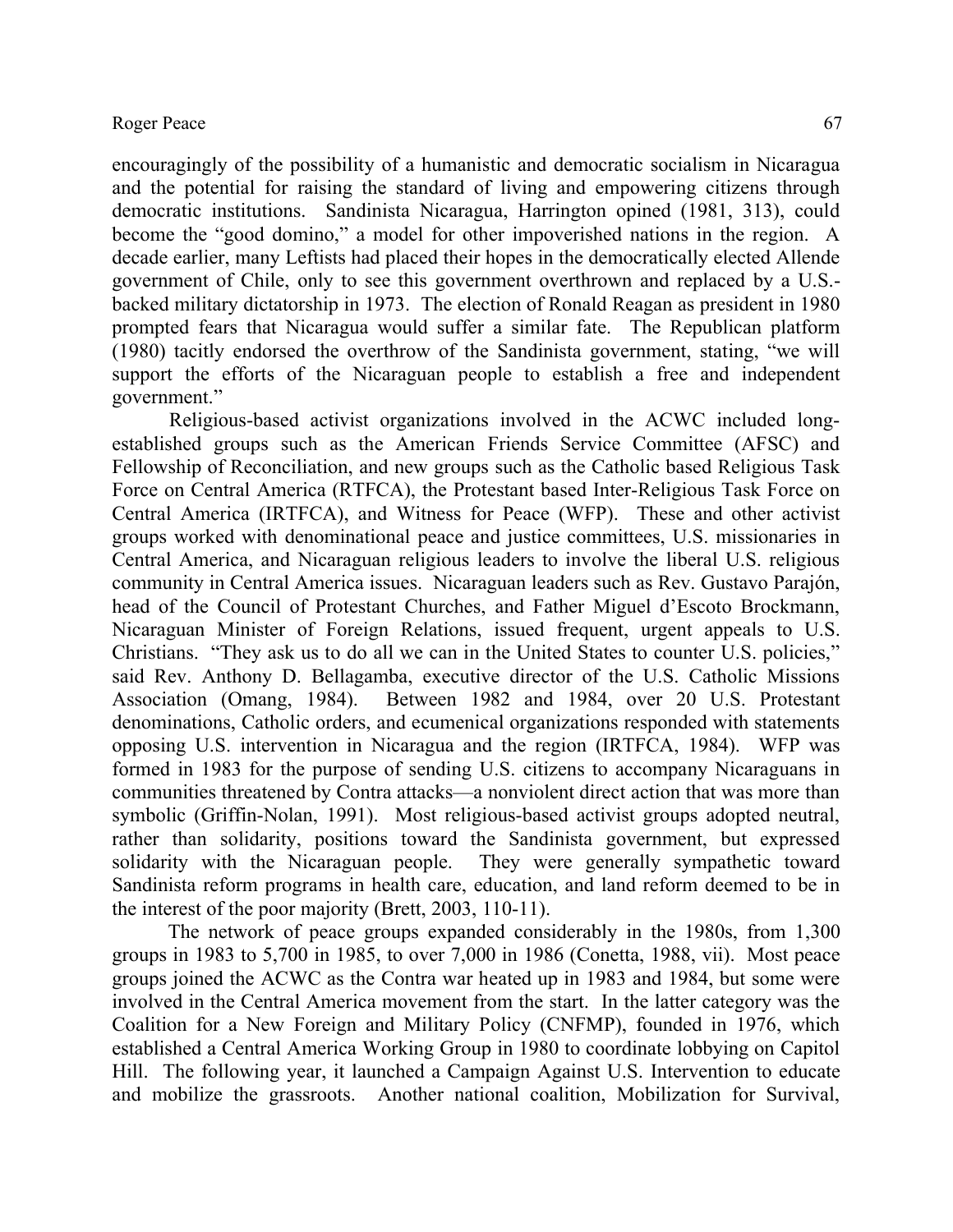encouragingly of the possibility of a humanistic and democratic socialism in Nicaragua and the potential for raising the standard of living and empowering citizens through democratic institutions. Sandinista Nicaragua, Harrington opined (1981, 313), could become the "good domino," a model for other impoverished nations in the region. A decade earlier, many Leftists had placed their hopes in the democratically elected Allende government of Chile, only to see this government overthrown and replaced by a U.S.-backed military dictatorship in 1973. The election of Ronald Reagan as president in 1980 prompted fears that Nicaragua would suffer a similar fate. The Republican platform (1980) tacitly endorsed the overthrow of the Sandinista government, stating, "we will support the efforts of the Nicaraguan people to establish a free and independent government."

Religious-based activist organizations involved in the ACWC included long-established groups such as the American Friends Service Committee (AFSC) and Fellowship of Reconciliation, and new groups such as the Catholic based Religious Task Force on Central America (RTFCA), the Protestant based Inter-Religious Task Force on Central America (IRTFCA), and Witness for Peace (WFP). These and other activist groups worked with denominational peace and justice committees, U.S. missionaries in Central America, and Nicaraguan religious leaders to involve the liberal U.S. religious community in Central America issues. Nicaraguan leaders such as Rev. Gustavo Parajón, head of the Council of Protestant Churches, and Father Miguel d'Escoto Brockmann, Nicaraguan Minister of Foreign Relations, issued frequent, urgent appeals to U.S. Christians. "They ask us to do all we can in the United States to counter U.S. policies," said Rev. Anthony D. Bellagamba, executive director of the U.S. Catholic Missions Association (Omang, 1984). Between 1982 and 1984, over 20 U.S. Protestant denominations, Catholic orders, and ecumenical organizations responded with statements opposing U.S. intervention in Nicaragua and the region (IRTFCA, 1984). WFP was formed in 1983 for the purpose of sending U.S. citizens to accompany Nicaraguans in communities threatened by Contra attacks—a nonviolent direct action that was more than symbolic (Griffin-Nolan, 1991). Most religious-based activist groups adopted neutral, rather than solidarity, positions toward the Sandinista government, but expressed solidarity with the Nicaraguan people. They were generally sympathetic toward Sandinista reform programs in health care, education, and land reform deemed to be in the interest of the poor majority (Brett, 2003, 110-11).

The network of peace groups expanded considerably in the 1980s, from 1,300 groups in 1983 to 5,700 in 1985, to over 7,000 in 1986 (Conetta, 1988, vii). Most peace groups joined the ACWC as the Contra war heated up in 1983 and 1984, but some were involved in the Central America movement from the start. In the latter category was the Coalition for a New Foreign and Military Policy (CNFMP), founded in 1976, which established a Central America Working Group in 1980 to coordinate lobbying on Capitol Hill. The following year, it launched a Campaign Against U.S. Intervention to educate and mobilize the grassroots. Another national coalition, Mobilization for Survival,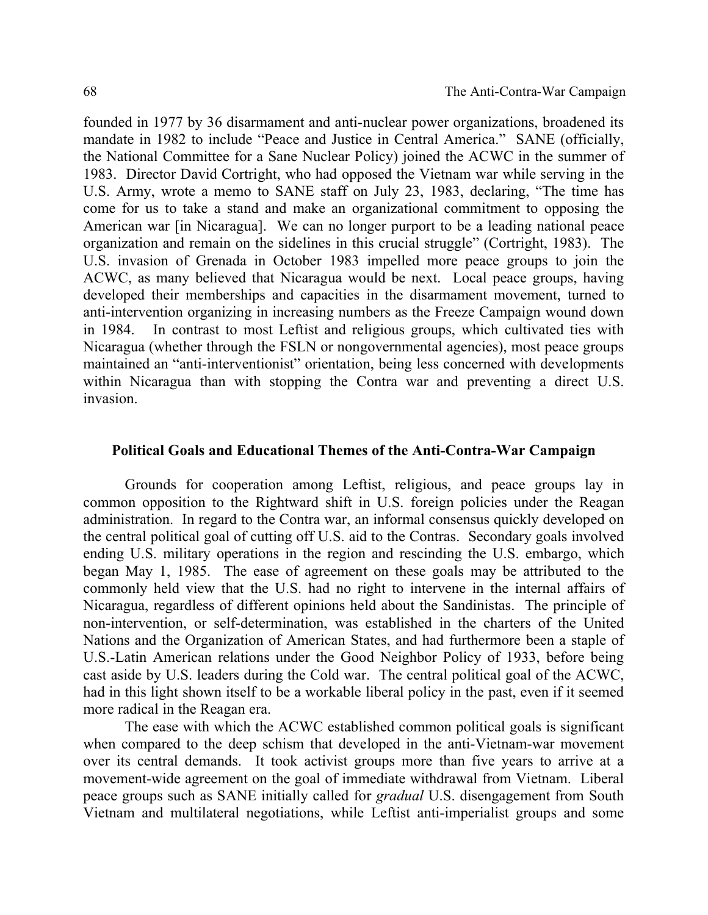founded in 1977 by 36 disarmament and anti-nuclear power organizations, broadened its mandate in 1982 to include "Peace and Justice in Central America." SANE (officially, the National Committee for a Sane Nuclear Policy) joined the ACWC in the summer of 1983. Director David Cortright, who had opposed the Vietnam war while serving in the U.S. Army, wrote a memo to SANE staff on July 23, 1983, declaring, "The time has come for us to take a stand and make an organizational commitment to opposing the American war [in Nicaragua]. We can no longer purport to be a leading national peace organization and remain on the sidelines in this crucial struggle" (Cortright, 1983). The U.S. invasion of Grenada in October 1983 impelled more peace groups to join the ACWC, as many believed that Nicaragua would be next. Local peace groups, having developed their memberships and capacities in the disarmament movement, turned to anti-intervention organizing in increasing numbers as the Freeze Campaign wound down in 1984. In contrast to most Leftist and religious groups, which cultivated ties with Nicaragua (whether through the FSLN or nongovernmental agencies), most peace groups maintained an "anti-interventionist" orientation, being less concerned with developments within Nicaragua than with stopping the Contra war and preventing a direct U.S. invasion.

### Political Goals and Educational Themes of the Anti-Contra-War Campaign

Grounds for cooperation among Leftist, religious, and peace groups lay in common opposition to the Rightward shift in U.S. foreign policies under the Reagan administration. In regard to the Contra war, an informal consensus quickly developed on the central political goal of cutting off U.S. aid to the Contras. Secondary goals involved ending U.S. military operations in the region and rescinding the U.S. embargo, which began May 1, 1985. The ease of agreement on these goals may be attributed to the commonly held view that the U.S. had no right to intervene in the internal affairs of Nicaragua, regardless of different opinions held about the Sandinistas. The principle of non-intervention, or self-determination, was established in the charters of the United Nations and the Organization of American States, and had furthermore been a staple of U.S.-Latin American relations under the Good Neighbor Policy of 1933, before being cast aside by U.S. leaders during the Cold war. The central political goal of the ACWC, had in this light shown itself to be a workable liberal policy in the past, even if it seemed more radical in the Reagan era.

The ease with which the ACWC established common political goals is significant when compared to the deep schism that developed in the anti-Vietnam-war movement over its central demands. It took activist groups more than five years to arrive at a movement-wide agreement on the goal of immediate withdrawal from Vietnam. Liberal peace groups such as SANE initially called for *gradual* U.S. disengagement from South Vietnam and multilateral negotiations, while Leftist anti-imperialist groups and some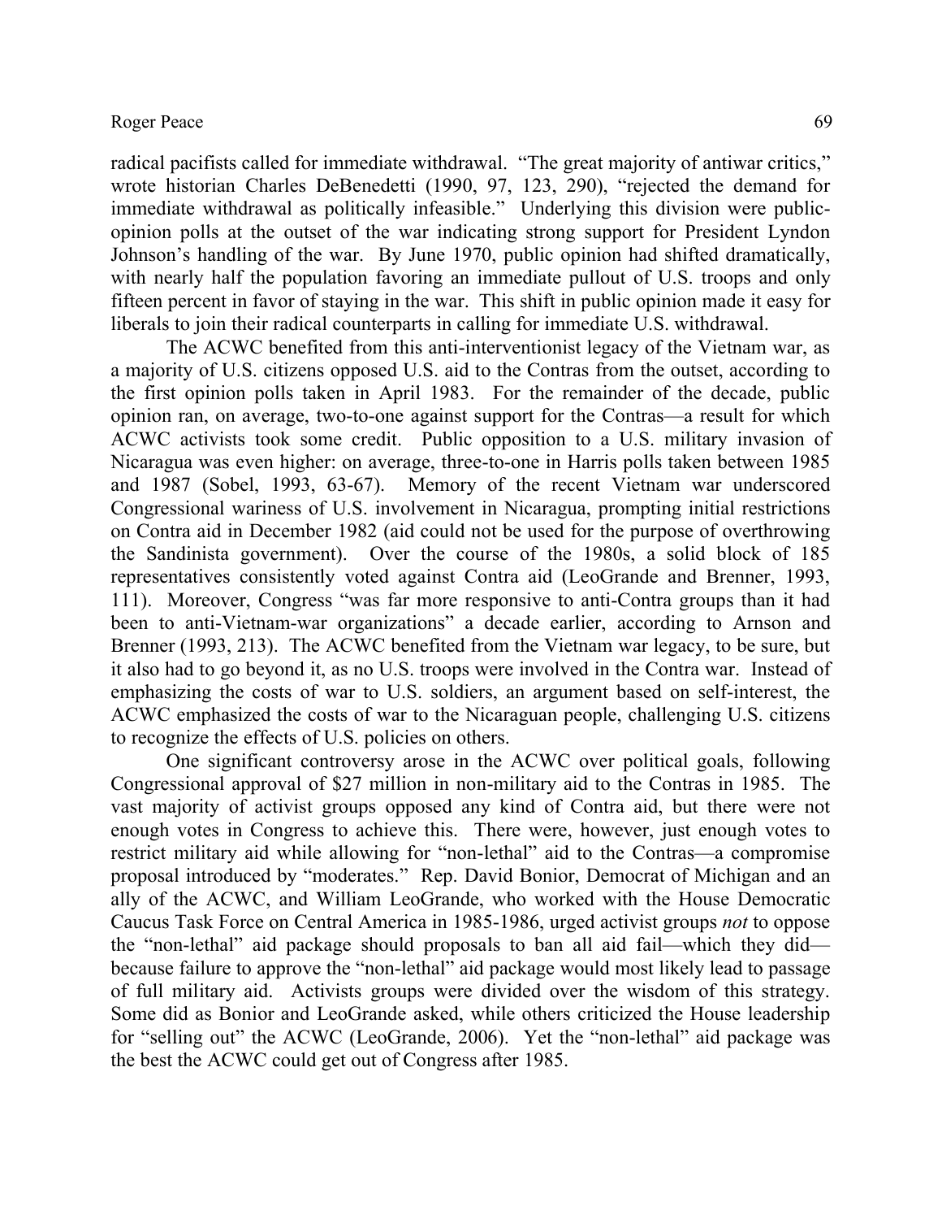radical pacifists called for immediate withdrawal. "The great majority of antiwar critics," wrote historian Charles DeBenedetti (1990, 97, 123, 290), "rejected the demand for immediate withdrawal as politically infeasible." Underlying this division were public-opinion polls at the outset of the war indicating strong support for President Lyndon Johnson's handling of the war. By June 1970, public opinion had shifted dramatically, with nearly half the population favoring an immediate pullout of U.S. troops and only fifteen percent in favor of staying in the war. This shift in public opinion made it easy for liberals to join their radical counterparts in calling for immediate U.S. withdrawal.

The ACWC benefited from this anti-interventionist legacy of the Vietnam war, as a majority of U.S. citizens opposed U.S. aid to the Contras from the outset, according to the first opinion polls taken in April 1983. For the remainder of the decade, public opinion ran, on average, two-to-one against support for the Contras—a result for which ACWC activists took some credit. Public opposition to a U.S. military invasion of Nicaragua was even higher: on average, three-to-one in Harris polls taken between 1985 and 1987 (Sobel, 1993, 63-67). Memory of the recent Vietnam war underscored Congressional wariness of U.S. involvement in Nicaragua, prompting initial restrictions on Contra aid in December 1982 (aid could not be used for the purpose of overthrowing the Sandinista government). Over the course of the 1980s, a solid block of 185 representatives consistently voted against Contra aid (LeoGrande and Brenner, 1993, 111). Moreover, Congress "was far more responsive to anti-Contra groups than it had been to anti-Vietnam-war organizations" a decade earlier, according to Arnson and Brenner (1993, 213). The ACWC benefited from the Vietnam war legacy, to be sure, but it also had to go beyond it, as no U.S. troops were involved in the Contra war. Instead of emphasizing the costs of war to U.S. soldiers, an argument based on self-interest, the ACWC emphasized the costs of war to the Nicaraguan people, challenging U.S. citizens to recognize the effects of U.S. policies on others.

One significant controversy arose in the ACWC over political goals, following Congressional approval of $27 million in non-military aid to the Contras in 1985. The vast majority of activist groups opposed any kind of Contra aid, but there were not enough votes in Congress to achieve this. There were, however, just enough votes to restrict military aid while allowing for "non-lethal" aid to the Contras—a compromise proposal introduced by "moderates." Rep. David Bonior, Democrat of Michigan and an ally of the ACWC, and William LeoGrande, who worked with the House Democratic Caucus Task Force on Central America in 1985-1986, urged activist groups *not* to oppose the "non-lethal" aid package should proposals to ban all aid fail—which they did—because failure to approve the "non-lethal" aid package would most likely lead to passage of full military aid. Activists groups were divided over the wisdom of this strategy. Some did as Bonior and LeoGrande asked, while others criticized the House leadership for "selling out" the ACWC (LeoGrande, 2006). Yet the "non-lethal" aid package was the best the ACWC could get out of Congress after 1985.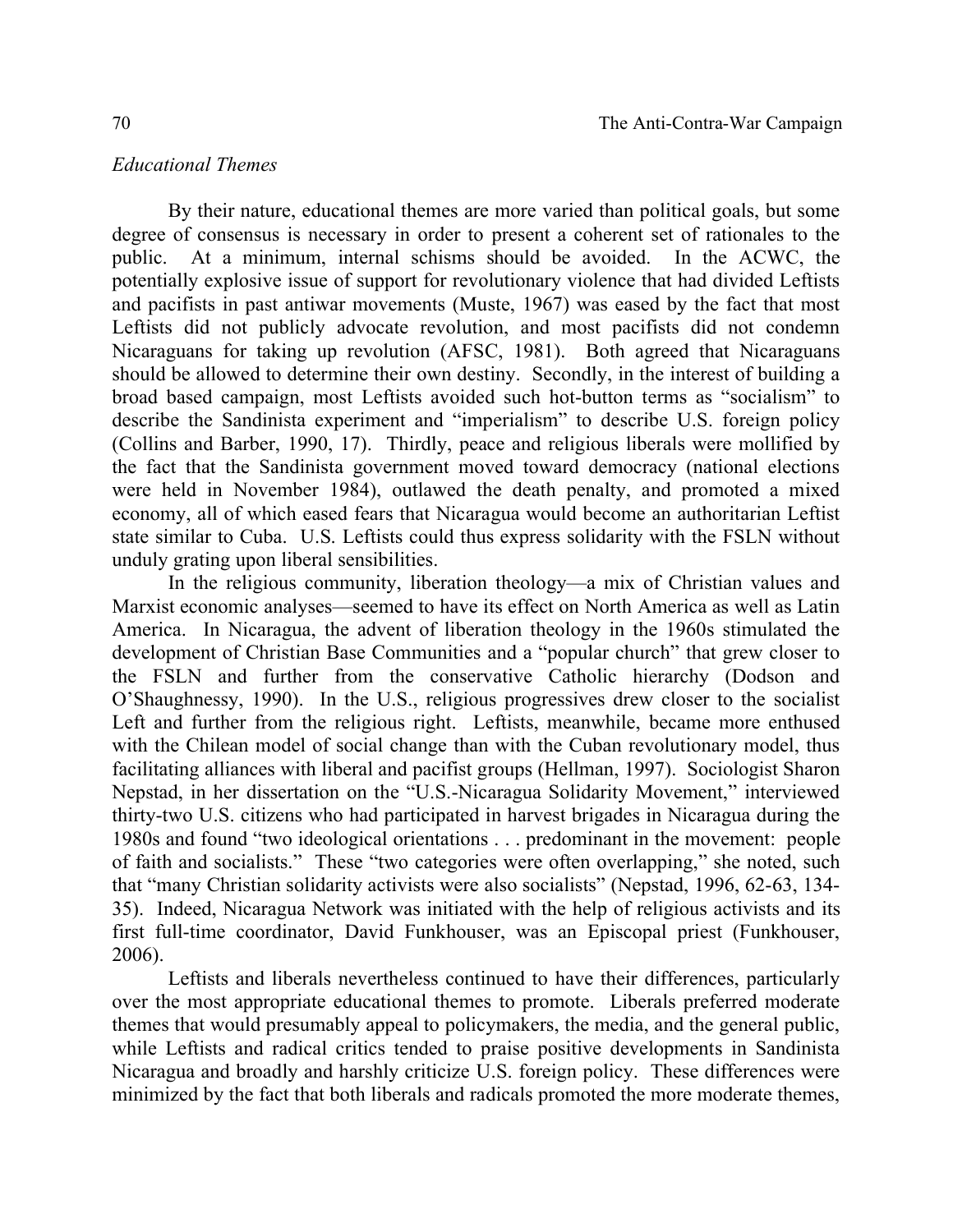*Educational Themes*

By their nature, educational themes are more varied than political goals, but some degree of consensus is necessary in order to present a coherent set of rationales to the public. At a minimum, internal schisms should be avoided. In the ACWC, the potentially explosive issue of support for revolutionary violence that had divided Leftists and pacifists in past antiwar movements (Muste, 1967) was eased by the fact that most Leftists did not publicly advocate revolution, and most pacifists did not condemn Nicaraguans for taking up revolution (AFSC, 1981). Both agreed that Nicaraguans should be allowed to determine their own destiny. Secondly, in the interest of building a broad based campaign, most Leftists avoided such hot-button terms as "socialism" to describe the Sandinista experiment and "imperialism" to describe U.S. foreign policy (Collins and Barber, 1990, 17). Thirdly, peace and religious liberals were mollified by the fact that the Sandinista government moved toward democracy (national elections were held in November 1984), outlawed the death penalty, and promoted a mixed economy, all of which eased fears that Nicaragua would become an authoritarian Leftist state similar to Cuba. U.S. Leftists could thus express solidarity with the FSLN without unduly grating upon liberal sensibilities.

In the religious community, liberation theology—a mix of Christian values and Marxist economic analyses—seemed to have its effect on North America as well as Latin America. In Nicaragua, the advent of liberation theology in the 1960s stimulated the development of Christian Base Communities and a "popular church" that grew closer to the FSLN and further from the conservative Catholic hierarchy (Dodson and O'Shaughnessy, 1990). In the U.S., religious progressives drew closer to the socialist Left and further from the religious right. Leftists, meanwhile, became more enthused with the Chilean model of social change than with the Cuban revolutionary model, thus facilitating alliances with liberal and pacifist groups (Hellman, 1997). Sociologist Sharon Nepstad, in her dissertation on the "U.S.-Nicaragua Solidarity Movement," interviewed thirty-two U.S. citizens who had participated in harvest brigades in Nicaragua during the 1980s and found "two ideological orientations . . . predominant in the movement: people of faith and socialists." These "two categories were often overlapping," she noted, such that "many Christian solidarity activists were also socialists" (Nepstad, 1996, 62-63, 134-35). Indeed, Nicaragua Network was initiated with the help of religious activists and its first full-time coordinator, David Funkhouser, was an Episcopal priest (Funkhouser, 2006).

Leftists and liberals nevertheless continued to have their differences, particularly over the most appropriate educational themes to promote. Liberals preferred moderate themes that would presumably appeal to policymakers, the media, and the general public, while Leftists and radical critics tended to praise positive developments in Sandinista Nicaragua and broadly and harshly criticize U.S. foreign policy. These differences were minimized by the fact that both liberals and radicals promoted the more moderate themes,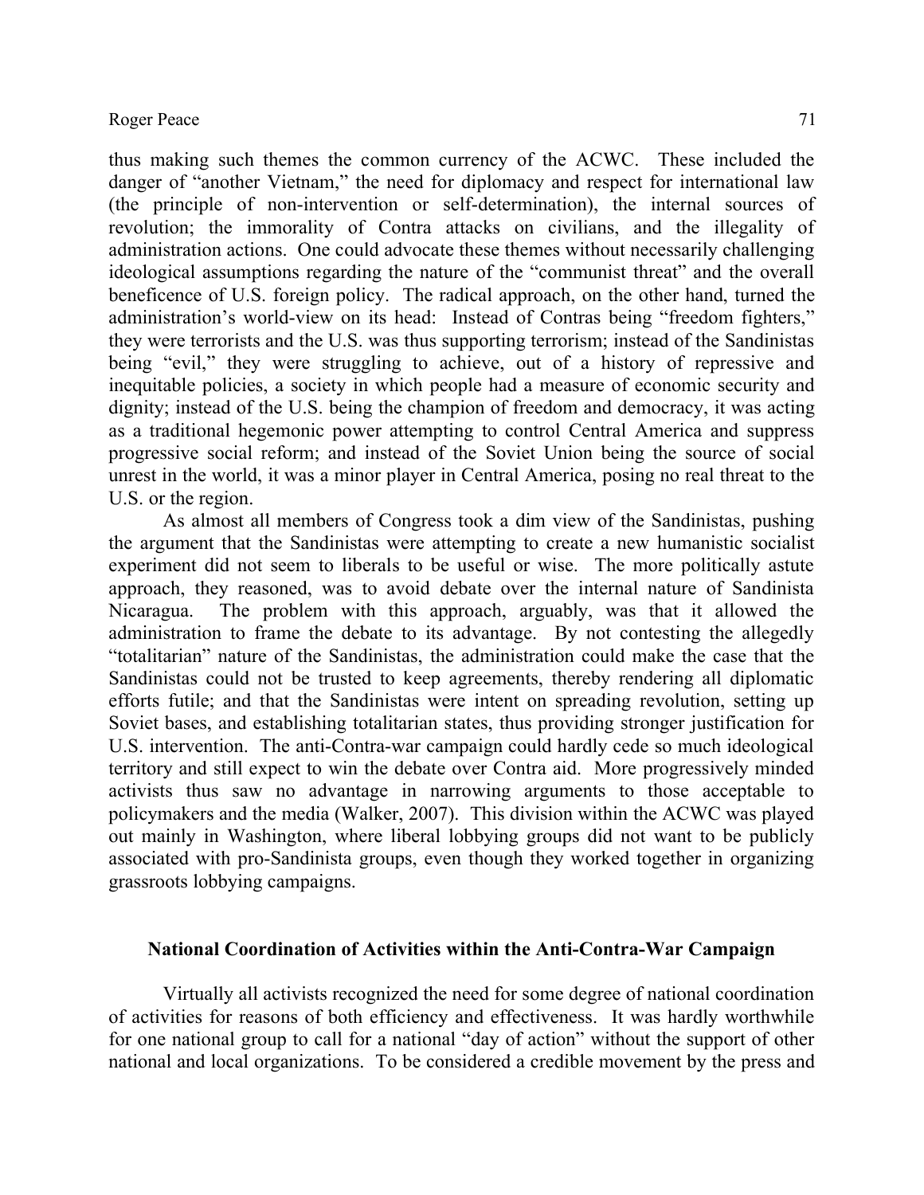thus making such themes the common currency of the ACWC. These included the danger of "another Vietnam," the need for diplomacy and respect for international law (the principle of non-intervention or self-determination), the internal sources of revolution; the immorality of Contra attacks on civilians, and the illegality of administration actions. One could advocate these themes without necessarily challenging ideological assumptions regarding the nature of the "communist threat" and the overall beneficence of U.S. foreign policy. The radical approach, on the other hand, turned the administration's world-view on its head: Instead of Contras being "freedom fighters," they were terrorists and the U.S. was thus supporting terrorism; instead of the Sandinistas being "evil," they were struggling to achieve, out of a history of repressive and inequitable policies, a society in which people had a measure of economic security and dignity; instead of the U.S. being the champion of freedom and democracy, it was acting as a traditional hegemonic power attempting to control Central America and suppress progressive social reform; and instead of the Soviet Union being the source of social unrest in the world, it was a minor player in Central America, posing no real threat to the U.S. or the region.

As almost all members of Congress took a dim view of the Sandinistas, pushing the argument that the Sandinistas were attempting to create a new humanistic socialist experiment did not seem to liberals to be useful or wise. The more politically astute approach, they reasoned, was to avoid debate over the internal nature of Sandinista Nicaragua. The problem with this approach, arguably, was that it allowed the administration to frame the debate to its advantage. By not contesting the allegedly "totalitarian" nature of the Sandinistas, the administration could make the case that the Sandinistas could not be trusted to keep agreements, thereby rendering all diplomatic efforts futile; and that the Sandinistas were intent on spreading revolution, setting up Soviet bases, and establishing totalitarian states, thus providing stronger justification for U.S. intervention. The anti-Contra-war campaign could hardly cede so much ideological territory and still expect to win the debate over Contra aid. More progressively minded activists thus saw no advantage in narrowing arguments to those acceptable to policymakers and the media (Walker, 2007). This division within the ACWC was played out mainly in Washington, where liberal lobbying groups did not want to be publicly associated with pro-Sandinista groups, even though they worked together in organizing grassroots lobbying campaigns.

## National Coordination of Activities within the Anti-Contra-War Campaign

Virtually all activists recognized the need for some degree of national coordination of activities for reasons of both efficiency and effectiveness. It was hardly worthwhile for one national group to call for a national "day of action" without the support of other national and local organizations. To be considered a credible movement by the press and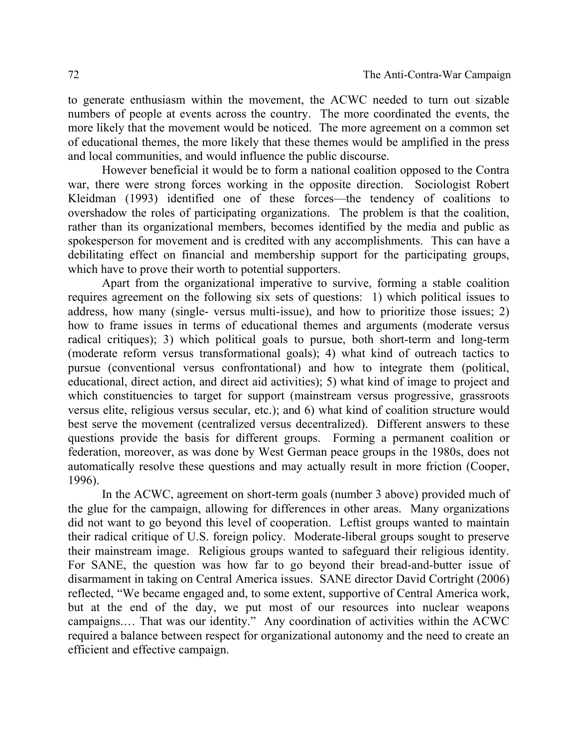to generate enthusiasm within the movement, the ACWC needed to turn out sizable numbers of people at events across the country. The more coordinated the events, the more likely that the movement would be noticed. The more agreement on a common set of educational themes, the more likely that these themes would be amplified in the press and local communities, and would influence the public discourse.

However beneficial it would be to form a national coalition opposed to the Contra war, there were strong forces working in the opposite direction. Sociologist Robert Kleidman (1993) identified one of these forces—the tendency of coalitions to overshadow the roles of participating organizations. The problem is that the coalition, rather than its organizational members, becomes identified by the media and public as spokesperson for movement and is credited with any accomplishments. This can have a debilitating effect on financial and membership support for the participating groups, which have to prove their worth to potential supporters.

Apart from the organizational imperative to survive, forming a stable coalition requires agreement on the following six sets of questions: 1) which political issues to address, how many (single- versus multi-issue), and how to prioritize those issues; 2) how to frame issues in terms of educational themes and arguments (moderate versus radical critiques); 3) which political goals to pursue, both short-term and long-term (moderate reform versus transformational goals); 4) what kind of outreach tactics to pursue (conventional versus confrontational) and how to integrate them (political, educational, direct action, and direct aid activities); 5) what kind of image to project and which constituencies to target for support (mainstream versus progressive, grassroots versus elite, religious versus secular, etc.); and 6) what kind of coalition structure would best serve the movement (centralized versus decentralized). Different answers to these questions provide the basis for different groups. Forming a permanent coalition or federation, moreover, as was done by West German peace groups in the 1980s, does not automatically resolve these questions and may actually result in more friction (Cooper, 1996).

In the ACWC, agreement on short-term goals (number 3 above) provided much of the glue for the campaign, allowing for differences in other areas. Many organizations did not want to go beyond this level of cooperation. Leftist groups wanted to maintain their radical critique of U.S. foreign policy. Moderate-liberal groups sought to preserve their mainstream image. Religious groups wanted to safeguard their religious identity. For SANE, the question was how far to go beyond their bread-and-butter issue of disarmament in taking on Central America issues. SANE director David Cortright (2006) reflected, "We became engaged and, to some extent, supportive of Central America work, but at the end of the day, we put most of our resources into nuclear weapons campaigns.… That was our identity." Any coordination of activities within the ACWC required a balance between respect for organizational autonomy and the need to create an efficient and effective campaign.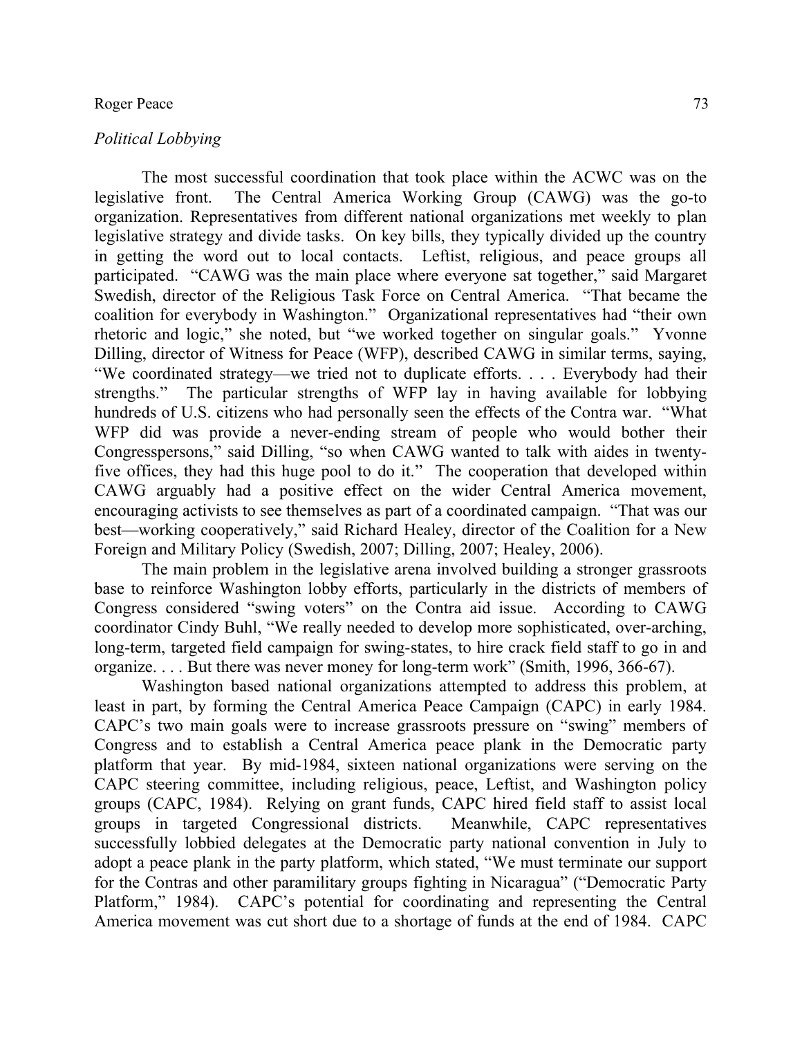### *Political Lobbying*

The most successful coordination that took place within the ACWC was on the legislative front. The Central America Working Group (CAWG) was the go-to organization. Representatives from different national organizations met weekly to plan legislative strategy and divide tasks. On key bills, they typically divided up the country in getting the word out to local contacts. Leftist, religious, and peace groups all participated. "CAWG was the main place where everyone sat together," said Margaret Swedish, director of the Religious Task Force on Central America. "That became the coalition for everybody in Washington." Organizational representatives had "their own rhetoric and logic," she noted, but "we worked together on singular goals." Yvonne Dilling, director of Witness for Peace (WFP), described CAWG in similar terms, saying, "We coordinated strategy—we tried not to duplicate efforts. . . . Everybody had their strengths." The particular strengths of WFP lay in having available for lobbying hundreds of U.S. citizens who had personally seen the effects of the Contra war. "What WFP did was provide a never-ending stream of people who would bother their Congresspersons," said Dilling, "so when CAWG wanted to talk with aides in twenty-five offices, they had this huge pool to do it." The cooperation that developed within CAWG arguably had a positive effect on the wider Central America movement, encouraging activists to see themselves as part of a coordinated campaign. "That was our best—working cooperatively," said Richard Healey, director of the Coalition for a New Foreign and Military Policy (Swedish, 2007; Dilling, 2007; Healey, 2006).

The main problem in the legislative arena involved building a stronger grassroots base to reinforce Washington lobby efforts, particularly in the districts of members of Congress considered "swing voters" on the Contra aid issue. According to CAWG coordinator Cindy Buhl, "We really needed to develop more sophisticated, over-arching, long-term, targeted field campaign for swing-states, to hire crack field staff to go in and organize. . . . But there was never money for long-term work" (Smith, 1996, 366-67).

Washington based national organizations attempted to address this problem, at least in part, by forming the Central America Peace Campaign (CAPC) in early 1984. CAPC's two main goals were to increase grassroots pressure on "swing" members of Congress and to establish a Central America peace plank in the Democratic party platform that year. By mid-1984, sixteen national organizations were serving on the CAPC steering committee, including religious, peace, Leftist, and Washington policy groups (CAPC, 1984). Relying on grant funds, CAPC hired field staff to assist local groups in targeted Congressional districts. Meanwhile, CAPC representatives successfully lobbied delegates at the Democratic party national convention in July to adopt a peace plank in the party platform, which stated, "We must terminate our support for the Contras and other paramilitary groups fighting in Nicaragua" ("Democratic Party Platform," 1984). CAPC's potential for coordinating and representing the Central America movement was cut short due to a shortage of funds at the end of 1984. CAPC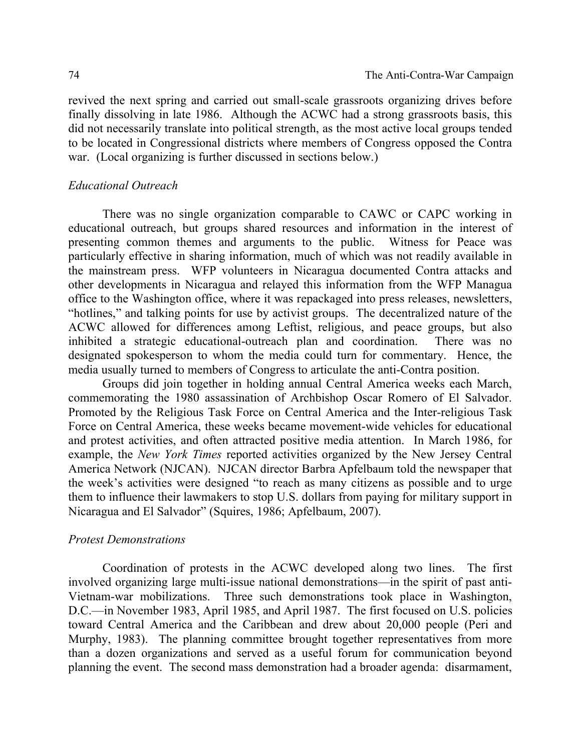revived the next spring and carried out small-scale grassroots organizing drives before finally dissolving in late 1986. Although the ACWC had a strong grassroots basis, this did not necessarily translate into political strength, as the most active local groups tended to be located in Congressional districts where members of Congress opposed the Contra war. (Local organizing is further discussed in sections below.)

### *Educational Outreach*

There was no single organization comparable to CAWC or CAPC working in educational outreach, but groups shared resources and information in the interest of presenting common themes and arguments to the public. Witness for Peace was particularly effective in sharing information, much of which was not readily available in the mainstream press. WFP volunteers in Nicaragua documented Contra attacks and other developments in Nicaragua and relayed this information from the WFP Managua office to the Washington office, where it was repackaged into press releases, newsletters, "hotlines," and talking points for use by activist groups. The decentralized nature of the ACWC allowed for differences among Leftist, religious, and peace groups, but also inhibited a strategic educational-outreach plan and coordination. There was no designated spokesperson to whom the media could turn for commentary. Hence, the media usually turned to members of Congress to articulate the anti-Contra position.

Groups did join together in holding annual Central America weeks each March, commemorating the 1980 assassination of Archbishop Oscar Romero of El Salvador. Promoted by the Religious Task Force on Central America and the Inter-religious Task Force on Central America, these weeks became movement-wide vehicles for educational and protest activities, and often attracted positive media attention. In March 1986, for example, the *New York Times* reported activities organized by the New Jersey Central America Network (NJCAN). NJCAN director Barbra Apfelbaum told the newspaper that the week's activities were designed "to reach as many citizens as possible and to urge them to influence their lawmakers to stop U.S. dollars from paying for military support in Nicaragua and El Salvador" (Squires, 1986; Apfelbaum, 2007).

### *Protest Demonstrations*

Coordination of protests in the ACWC developed along two lines. The first involved organizing large multi-issue national demonstrations—in the spirit of past anti-Vietnam-war mobilizations. Three such demonstrations took place in Washington, D.C.—in November 1983, April 1985, and April 1987. The first focused on U.S. policies toward Central America and the Caribbean and drew about 20,000 people (Peri and Murphy, 1983). The planning committee brought together representatives from more than a dozen organizations and served as a useful forum for communication beyond planning the event. The second mass demonstration had a broader agenda: disarmament,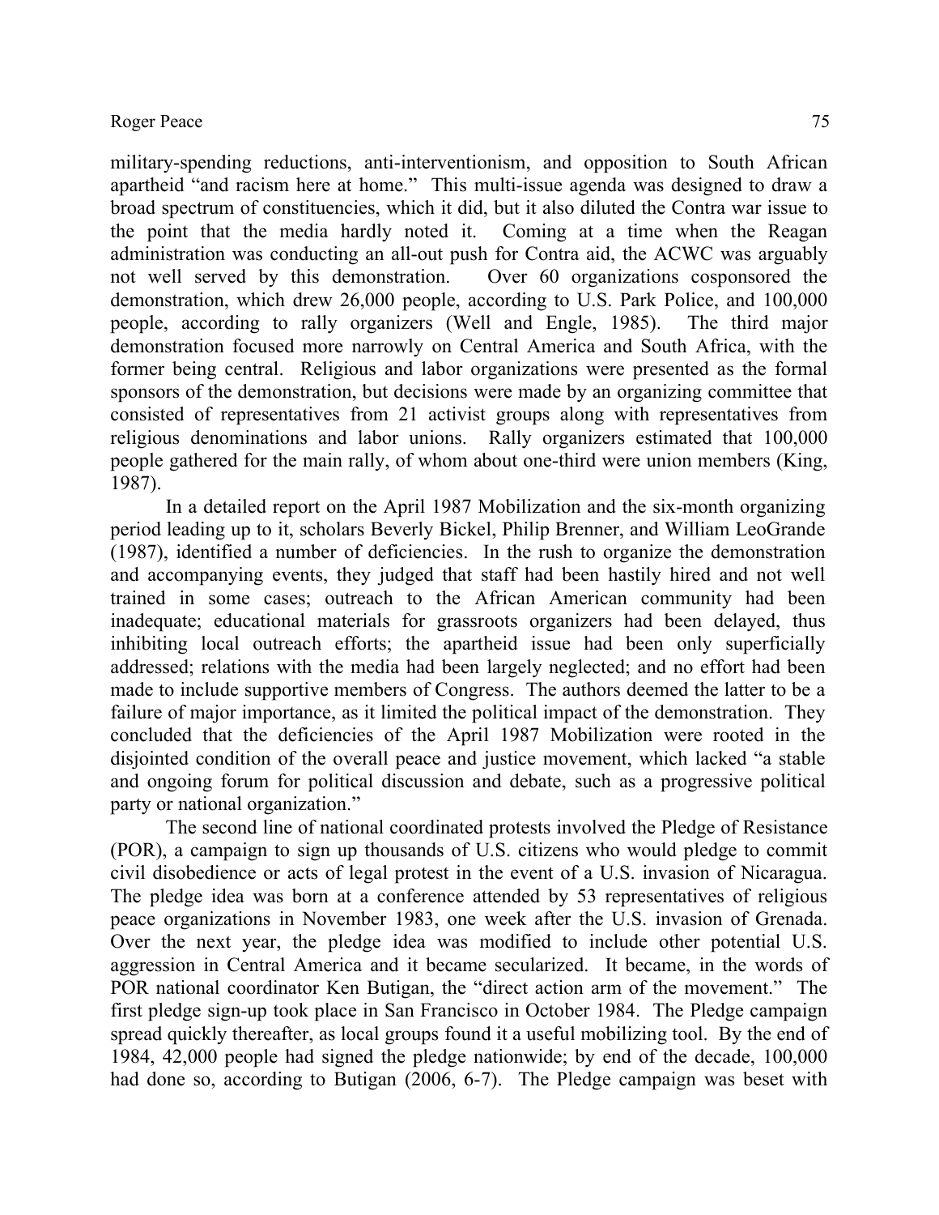military-spending reductions, anti-interventionism, and opposition to South African apartheid "and racism here at home." This multi-issue agenda was designed to draw a broad spectrum of constituencies, which it did, but it also diluted the Contra war issue to the point that the media hardly noted it. Coming at a time when the Reagan administration was conducting an all-out push for Contra aid, the ACWC was arguably not well served by this demonstration. Over 60 organizations cosponsored the demonstration, which drew 26,000 people, according to U.S. Park Police, and 100,000 people, according to rally organizers (Well and Engle, 1985). The third major demonstration focused more narrowly on Central America and South Africa, with the former being central. Religious and labor organizations were presented as the formal sponsors of the demonstration, but decisions were made by an organizing committee that consisted of representatives from 21 activist groups along with representatives from religious denominations and labor unions. Rally organizers estimated that 100,000 people gathered for the main rally, of whom about one-third were union members (King, 1987).

In a detailed report on the April 1987 Mobilization and the six-month organizing period leading up to it, scholars Beverly Bickel, Philip Brenner, and William LeoGrande (1987), identified a number of deficiencies. In the rush to organize the demonstration and accompanying events, they judged that staff had been hastily hired and not well trained in some cases; outreach to the African American community had been inadequate; educational materials for grassroots organizers had been delayed, thus inhibiting local outreach efforts; the apartheid issue had been only superficially addressed; relations with the media had been largely neglected; and no effort had been made to include supportive members of Congress. The authors deemed the latter to be a failure of major importance, as it limited the political impact of the demonstration. They concluded that the deficiencies of the April 1987 Mobilization were rooted in the disjointed condition of the overall peace and justice movement, which lacked "a stable and ongoing forum for political discussion and debate, such as a progressive political party or national organization."

The second line of national coordinated protests involved the Pledge of Resistance (POR), a campaign to sign up thousands of U.S. citizens who would pledge to commit civil disobedience or acts of legal protest in the event of a U.S. invasion of Nicaragua. The pledge idea was born at a conference attended by 53 representatives of religious peace organizations in November 1983, one week after the U.S. invasion of Grenada. Over the next year, the pledge idea was modified to include other potential U.S. aggression in Central America and it became secularized. It became, in the words of POR national coordinator Ken Butigan, the "direct action arm of the movement." The first pledge sign-up took place in San Francisco in October 1984. The Pledge campaign spread quickly thereafter, as local groups found it a useful mobilizing tool. By the end of 1984, 42,000 people had signed the pledge nationwide; by end of the decade, 100,000 had done so, according to Butigan (2006, 6-7). The Pledge campaign was beset with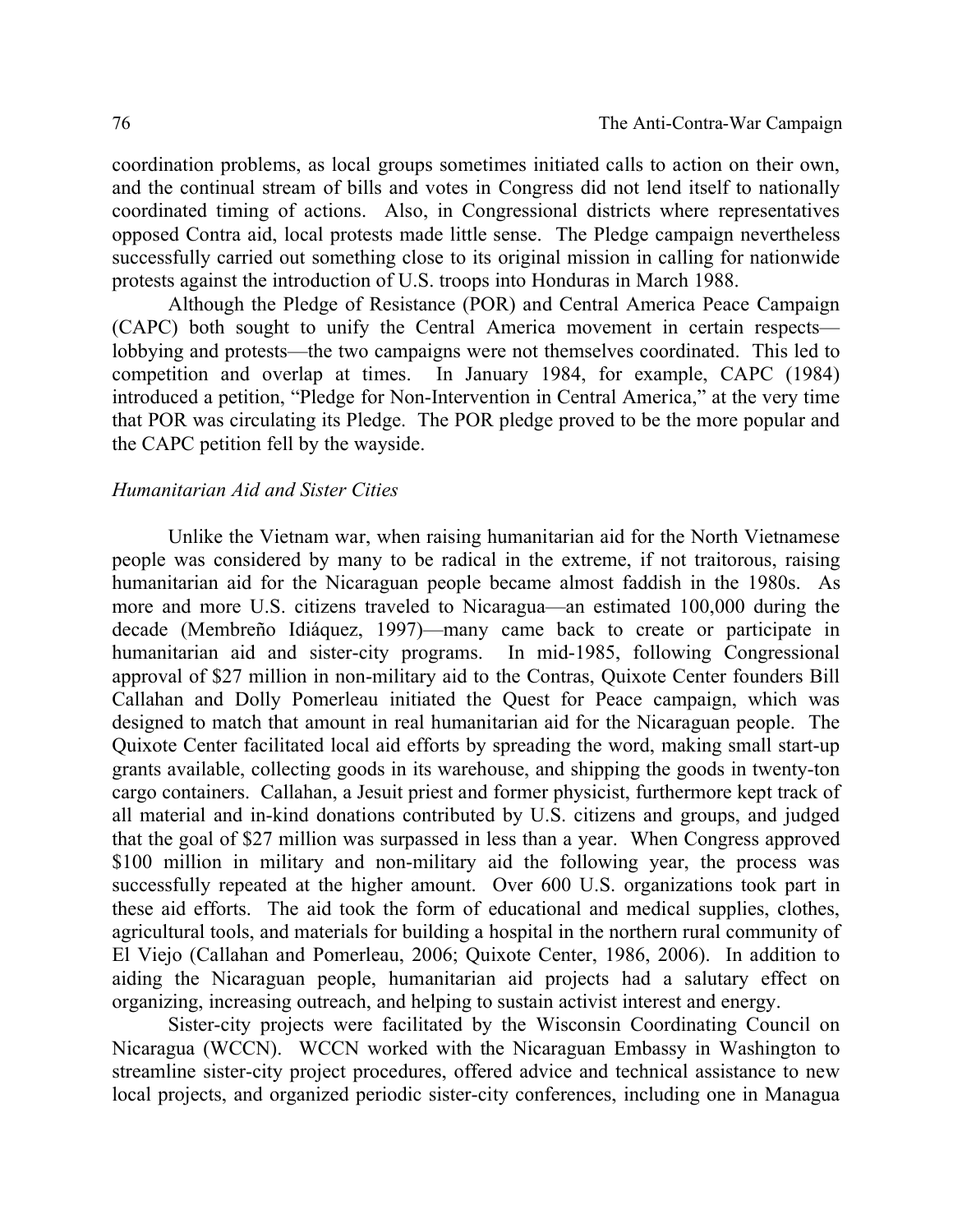coordination problems, as local groups sometimes initiated calls to action on their own, and the continual stream of bills and votes in Congress did not lend itself to nationally coordinated timing of actions. Also, in Congressional districts where representatives opposed Contra aid, local protests made little sense. The Pledge campaign nevertheless successfully carried out something close to its original mission in calling for nationwide protests against the introduction of U.S. troops into Honduras in March 1988.

Although the Pledge of Resistance (POR) and Central America Peace Campaign (CAPC) both sought to unify the Central America movement in certain respects—lobbying and protests—the two campaigns were not themselves coordinated. This led to competition and overlap at times. In January 1984, for example, CAPC (1984) introduced a petition, "Pledge for Non-Intervention in Central America," at the very time that POR was circulating its Pledge. The POR pledge proved to be the more popular and the CAPC petition fell by the wayside.

*Humanitarian Aid and Sister Cities*

Unlike the Vietnam war, when raising humanitarian aid for the North Vietnamese people was considered by many to be radical in the extreme, if not traitorous, raising humanitarian aid for the Nicaraguan people became almost faddish in the 1980s. As more and more U.S. citizens traveled to Nicaragua—an estimated 100,000 during the decade (Membreño Idiáquez, 1997)—many came back to create or participate in humanitarian aid and sister-city programs. In mid-1985, following Congressional approval of $27 million in non-military aid to the Contras, Quixote Center founders Bill Callahan and Dolly Pomerleau initiated the Quest for Peace campaign, which was designed to match that amount in real humanitarian aid for the Nicaraguan people. The Quixote Center facilitated local aid efforts by spreading the word, making small start-up grants available, collecting goods in its warehouse, and shipping the goods in twenty-ton cargo containers. Callahan, a Jesuit priest and former physicist, furthermore kept track of all material and in-kind donations contributed by U.S. citizens and groups, and judged that the goal of $27 million was surpassed in less than a year. When Congress approved $100 million in military and non-military aid the following year, the process was successfully repeated at the higher amount. Over 600 U.S. organizations took part in these aid efforts. The aid took the form of educational and medical supplies, clothes, agricultural tools, and materials for building a hospital in the northern rural community of El Viejo (Callahan and Pomerleau, 2006; Quixote Center, 1986, 2006). In addition to aiding the Nicaraguan people, humanitarian aid projects had a salutary effect on organizing, increasing outreach, and helping to sustain activist interest and energy.

Sister-city projects were facilitated by the Wisconsin Coordinating Council on Nicaragua (WCCN). WCCN worked with the Nicaraguan Embassy in Washington to streamline sister-city project procedures, offered advice and technical assistance to new local projects, and organized periodic sister-city conferences, including one in Managua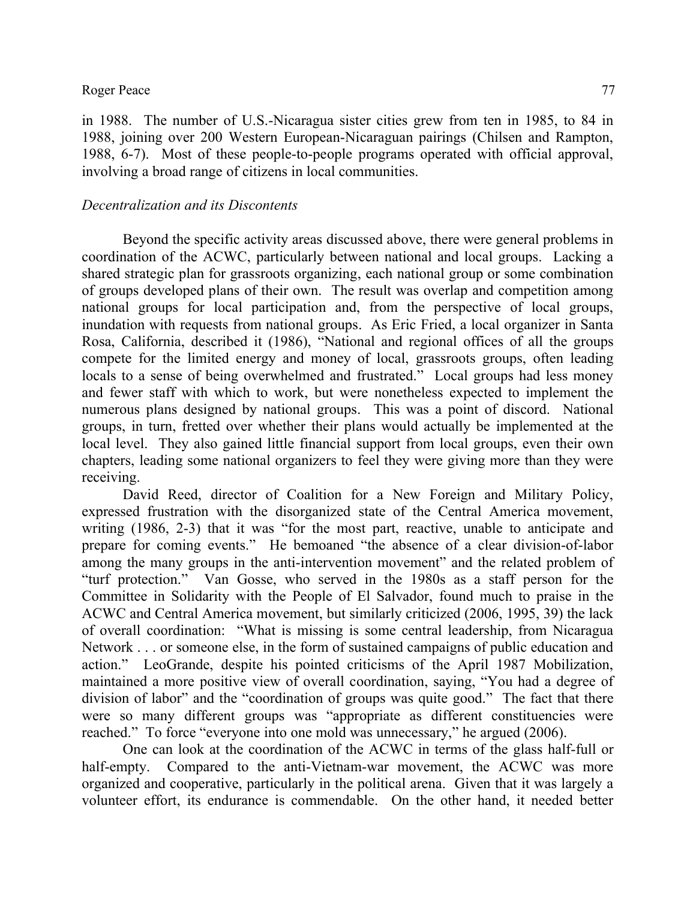in 1988. The number of U.S.-Nicaragua sister cities grew from ten in 1985, to 84 in 1988, joining over 200 Western European-Nicaraguan pairings (Chilsen and Rampton, 1988, 6-7). Most of these people-to-people programs operated with official approval, involving a broad range of citizens in local communities.

*Decentralization and its Discontents*

Beyond the specific activity areas discussed above, there were general problems in coordination of the ACWC, particularly between national and local groups. Lacking a shared strategic plan for grassroots organizing, each national group or some combination of groups developed plans of their own. The result was overlap and competition among national groups for local participation and, from the perspective of local groups, inundation with requests from national groups. As Eric Fried, a local organizer in Santa Rosa, California, described it (1986), "National and regional offices of all the groups compete for the limited energy and money of local, grassroots groups, often leading locals to a sense of being overwhelmed and frustrated." Local groups had less money and fewer staff with which to work, but were nonetheless expected to implement the numerous plans designed by national groups. This was a point of discord. National groups, in turn, fretted over whether their plans would actually be implemented at the local level. They also gained little financial support from local groups, even their own chapters, leading some national organizers to feel they were giving more than they were receiving.

David Reed, director of Coalition for a New Foreign and Military Policy, expressed frustration with the disorganized state of the Central America movement, writing (1986, 2-3) that it was "for the most part, reactive, unable to anticipate and prepare for coming events." He bemoaned "the absence of a clear division-of-labor among the many groups in the anti-intervention movement" and the related problem of "turf protection." Van Gosse, who served in the 1980s as a staff person for the Committee in Solidarity with the People of El Salvador, found much to praise in the ACWC and Central America movement, but similarly criticized (2006, 1995, 39) the lack of overall coordination: "What is missing is some central leadership, from Nicaragua Network . . . or someone else, in the form of sustained campaigns of public education and action." LeoGrande, despite his pointed criticisms of the April 1987 Mobilization, maintained a more positive view of overall coordination, saying, "You had a degree of division of labor" and the "coordination of groups was quite good." The fact that there were so many different groups was "appropriate as different constituencies were reached." To force "everyone into one mold was unnecessary," he argued (2006).

One can look at the coordination of the ACWC in terms of the glass half-full or half-empty. Compared to the anti-Vietnam-war movement, the ACWC was more organized and cooperative, particularly in the political arena. Given that it was largely a volunteer effort, its endurance is commendable. On the other hand, it needed better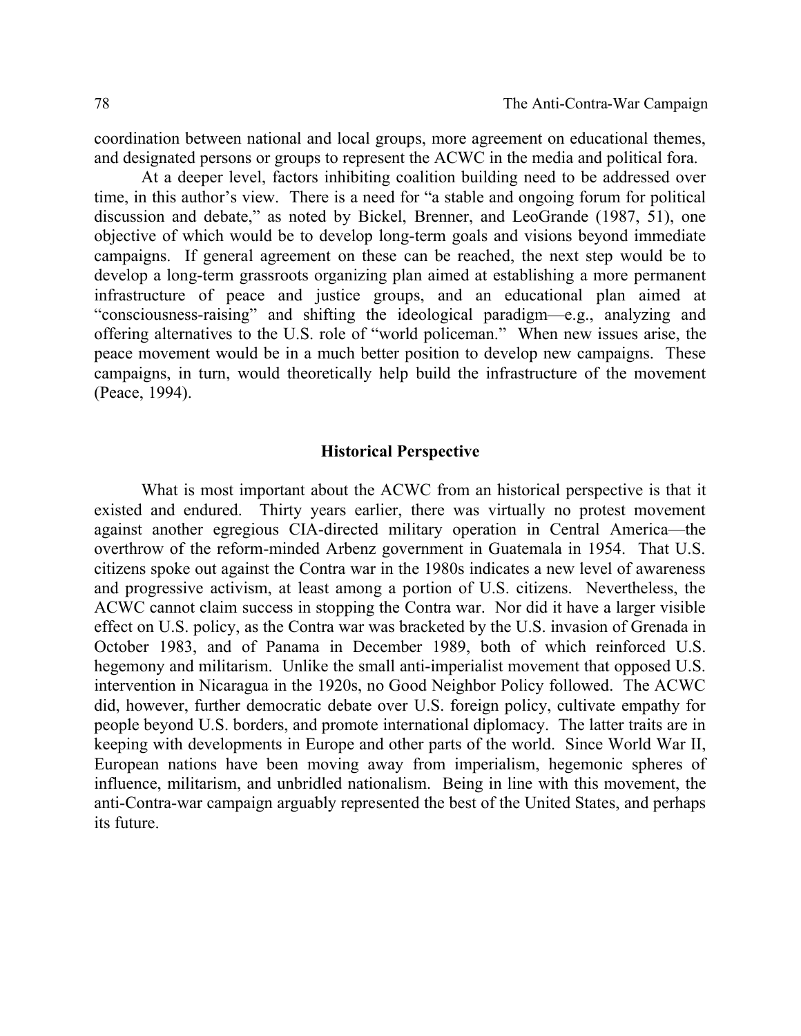coordination between national and local groups, more agreement on educational themes, and designated persons or groups to represent the ACWC in the media and political fora.

At a deeper level, factors inhibiting coalition building need to be addressed over time, in this author's view. There is a need for "a stable and ongoing forum for political discussion and debate," as noted by Bickel, Brenner, and LeoGrande (1987, 51), one objective of which would be to develop long-term goals and visions beyond immediate campaigns. If general agreement on these can be reached, the next step would be to develop a long-term grassroots organizing plan aimed at establishing a more permanent infrastructure of peace and justice groups, and an educational plan aimed at "consciousness-raising" and shifting the ideological paradigm—e.g., analyzing and offering alternatives to the U.S. role of "world policeman." When new issues arise, the peace movement would be in a much better position to develop new campaigns. These campaigns, in turn, would theoretically help build the infrastructure of the movement (Peace, 1994).

## Historical Perspective

What is most important about the ACWC from an historical perspective is that it existed and endured. Thirty years earlier, there was virtually no protest movement against another egregious CIA-directed military operation in Central America—the overthrow of the reform-minded Arbenz government in Guatemala in 1954. That U.S. citizens spoke out against the Contra war in the 1980s indicates a new level of awareness and progressive activism, at least among a portion of U.S. citizens. Nevertheless, the ACWC cannot claim success in stopping the Contra war. Nor did it have a larger visible effect on U.S. policy, as the Contra war was bracketed by the U.S. invasion of Grenada in October 1983, and of Panama in December 1989, both of which reinforced U.S. hegemony and militarism. Unlike the small anti-imperialist movement that opposed U.S. intervention in Nicaragua in the 1920s, no Good Neighbor Policy followed. The ACWC did, however, further democratic debate over U.S. foreign policy, cultivate empathy for people beyond U.S. borders, and promote international diplomacy. The latter traits are in keeping with developments in Europe and other parts of the world. Since World War II, European nations have been moving away from imperialism, hegemonic spheres of influence, militarism, and unbridled nationalism. Being in line with this movement, the anti-Contra-war campaign arguably represented the best of the United States, and perhaps its future.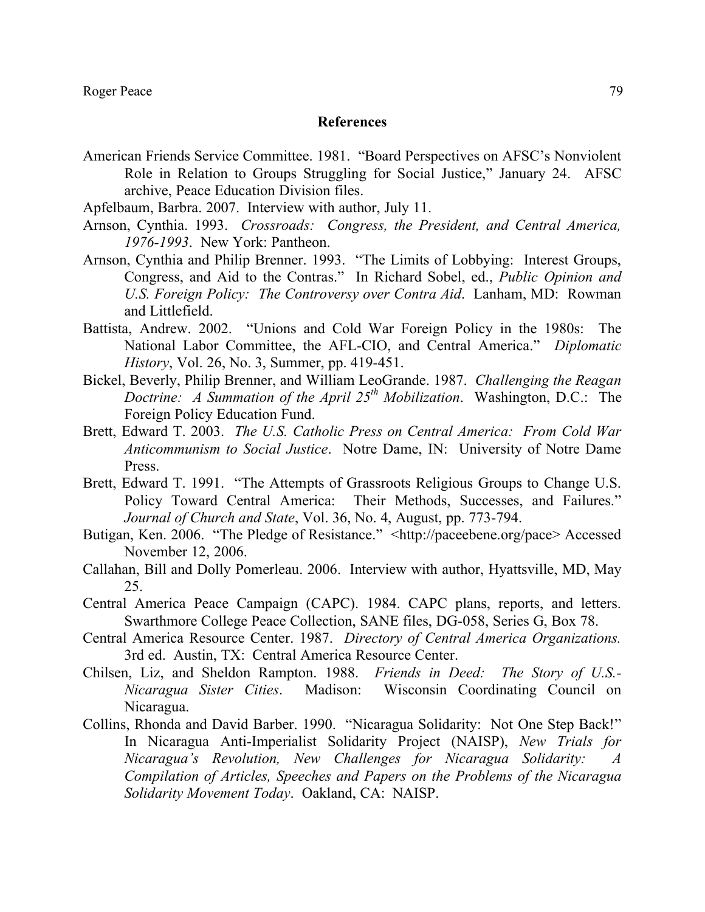## References

American Friends Service Committee. 1981. "Board Perspectives on AFSC's Nonviolent Role in Relation to Groups Struggling for Social Justice," January 24. AFSC archive, Peace Education Division files.

Apfelbaum, Barbra. 2007. Interview with author, July 11.

Arnson, Cynthia. 1993. *Crossroads: Congress, the President, and Central America, 1976-1993*. New York: Pantheon.

Arnson, Cynthia and Philip Brenner. 1993. "The Limits of Lobbying: Interest Groups, Congress, and Aid to the Contras." In Richard Sobel, ed., *Public Opinion and U.S. Foreign Policy: The Controversy over Contra Aid*. Lanham, MD: Rowman and Littlefield.

Battista, Andrew. 2002. "Unions and Cold War Foreign Policy in the 1980s: The National Labor Committee, the AFL-CIO, and Central America." *Diplomatic History*, Vol. 26, No. 3, Summer, pp. 419-451.

Bickel, Beverly, Philip Brenner, and William LeoGrande. 1987. *Challenging the Reagan Doctrine: A Summation of the April 25th Mobilization*. Washington, D.C.: The Foreign Policy Education Fund.

Brett, Edward T. 2003. *The U.S. Catholic Press on Central America: From Cold War Anticommunism to Social Justice*. Notre Dame, IN: University of Notre Dame Press.

Brett, Edward T. 1991. "The Attempts of Grassroots Religious Groups to Change U.S. Policy Toward Central America: Their Methods, Successes, and Failures." *Journal of Church and State*, Vol. 36, No. 4, August, pp. 773-794.

Butigan, Ken. 2006. "The Pledge of Resistance." <http://paceebene.org/pace> Accessed November 12, 2006.

Callahan, Bill and Dolly Pomerleau. 2006. Interview with author, Hyattsville, MD, May 25.

Central America Peace Campaign (CAPC). 1984. CAPC plans, reports, and letters. Swarthmore College Peace Collection, SANE files, DG-058, Series G, Box 78.

Central America Resource Center. 1987. *Directory of Central America Organizations.* 3rd ed. Austin, TX: Central America Resource Center.

Chilsen, Liz, and Sheldon Rampton. 1988. *Friends in Deed: The Story of U.S.-Nicaragua Sister Cities*. Madison: Wisconsin Coordinating Council on Nicaragua.

Collins, Rhonda and David Barber. 1990. "Nicaragua Solidarity: Not One Step Back!" In Nicaragua Anti-Imperialist Solidarity Project (NAISP), *New Trials for Nicaragua's Revolution, New Challenges for Nicaragua Solidarity: A Compilation of Articles, Speeches and Papers on the Problems of the Nicaragua Solidarity Movement Today*. Oakland, CA: NAISP.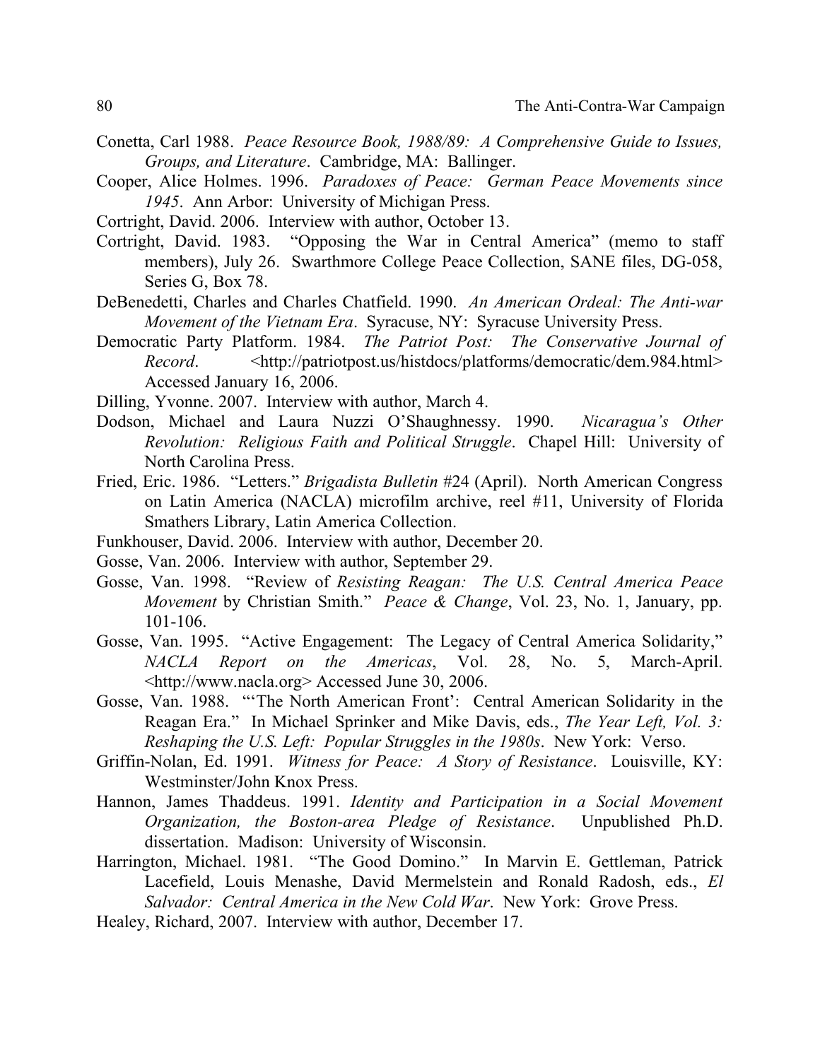Conetta, Carl 1988. *Peace Resource Book, 1988/89: A Comprehensive Guide to Issues, Groups, and Literature*. Cambridge, MA: Ballinger.

Cooper, Alice Holmes. 1996. *Paradoxes of Peace: German Peace Movements since 1945*. Ann Arbor: University of Michigan Press.

Cortright, David. 2006. Interview with author, October 13.

Cortright, David. 1983. "Opposing the War in Central America" (memo to staff members), July 26. Swarthmore College Peace Collection, SANE files, DG-058, Series G, Box 78.

DeBenedetti, Charles and Charles Chatfield. 1990. *An American Ordeal: The Anti-war Movement of the Vietnam Era*. Syracuse, NY: Syracuse University Press.

Democratic Party Platform. 1984. *The Patriot Post: The Conservative Journal of Record*. <http://patriotpost.us/histdocs/platforms/democratic/dem.984.html> Accessed January 16, 2006.

Dilling, Yvonne. 2007. Interview with author, March 4.

Dodson, Michael and Laura Nuzzi O'Shaughnessy. 1990. *Nicaragua's Other Revolution: Religious Faith and Political Struggle*. Chapel Hill: University of North Carolina Press.

Fried, Eric. 1986. "Letters." *Brigadista Bulletin* #24 (April). North American Congress on Latin America (NACLA) microfilm archive, reel #11, University of Florida Smathers Library, Latin America Collection.

Funkhouser, David. 2006. Interview with author, December 20.

Gosse, Van. 2006. Interview with author, September 29.

Gosse, Van. 1998. "Review of *Resisting Reagan: The U.S. Central America Peace Movement* by Christian Smith." *Peace & Change*, Vol. 23, No. 1, January, pp. 101-106.

Gosse, Van. 1995. "Active Engagement: The Legacy of Central America Solidarity," *NACLA Report on the Americas*, Vol. 28, No. 5, March-April. <http://www.nacla.org> Accessed June 30, 2006.

Gosse, Van. 1988. "'The North American Front': Central American Solidarity in the Reagan Era." In Michael Sprinker and Mike Davis, eds., *The Year Left, Vol. 3: Reshaping the U.S. Left: Popular Struggles in the 1980s*. New York: Verso.

Griffin-Nolan, Ed. 1991. *Witness for Peace: A Story of Resistance*. Louisville, KY: Westminster/John Knox Press.

Hannon, James Thaddeus. 1991. *Identity and Participation in a Social Movement Organization, the Boston-area Pledge of Resistance*. Unpublished Ph.D. dissertation. Madison: University of Wisconsin.

Harrington, Michael. 1981. "The Good Domino." In Marvin E. Gettleman, Patrick Lacefield, Louis Menashe, David Mermelstein and Ronald Radosh, eds., *El Salvador: Central America in the New Cold War*. New York: Grove Press.

Healey, Richard, 2007. Interview with author, December 17.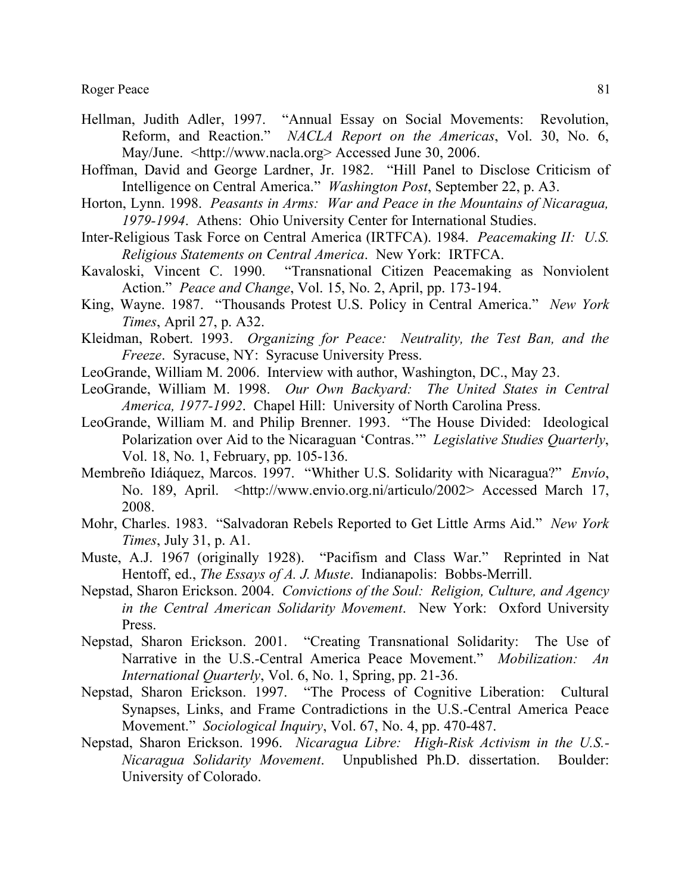Hellman, Judith Adler, 1997. "Annual Essay on Social Movements: Revolution, Reform, and Reaction." *NACLA Report on the Americas*, Vol. 30, No. 6, May/June. <http://www.nacla.org> Accessed June 30, 2006.

Hoffman, David and George Lardner, Jr. 1982. "Hill Panel to Disclose Criticism of Intelligence on Central America." *Washington Post*, September 22, p. A3.

Horton, Lynn. 1998. *Peasants in Arms: War and Peace in the Mountains of Nicaragua, 1979-1994*. Athens: Ohio University Center for International Studies.

Inter-Religious Task Force on Central America (IRTFCA). 1984. *Peacemaking II: U.S. Religious Statements on Central America*. New York: IRTFCA.

Kavaloski, Vincent C. 1990. "Transnational Citizen Peacemaking as Nonviolent Action." *Peace and Change*, Vol. 15, No. 2, April, pp. 173-194.

King, Wayne. 1987. "Thousands Protest U.S. Policy in Central America." *New York Times*, April 27, p. A32.

Kleidman, Robert. 1993. *Organizing for Peace: Neutrality, the Test Ban, and the Freeze*. Syracuse, NY: Syracuse University Press.

LeoGrande, William M. 2006. Interview with author, Washington, DC., May 23.

LeoGrande, William M. 1998. *Our Own Backyard: The United States in Central America, 1977-1992*. Chapel Hill: University of North Carolina Press.

LeoGrande, William M. and Philip Brenner. 1993. "The House Divided: Ideological Polarization over Aid to the Nicaraguan 'Contras.'" *Legislative Studies Quarterly*, Vol. 18, No. 1, February, pp. 105-136.

Membreño Idiáquez, Marcos. 1997. "Whither U.S. Solidarity with Nicaragua?" *Envío*, No. 189, April. <http://www.envio.org.ni/articulo/2002> Accessed March 17, 2008.

Mohr, Charles. 1983. "Salvadoran Rebels Reported to Get Little Arms Aid." *New York Times*, July 31, p. A1.

Muste, A.J. 1967 (originally 1928). "Pacifism and Class War." Reprinted in Nat Hentoff, ed., *The Essays of A. J. Muste*. Indianapolis: Bobbs-Merrill.

Nepstad, Sharon Erickson. 2004. *Convictions of the Soul: Religion, Culture, and Agency in the Central American Solidarity Movement*. New York: Oxford University Press.

Nepstad, Sharon Erickson. 2001. "Creating Transnational Solidarity: The Use of Narrative in the U.S.-Central America Peace Movement." *Mobilization: An International Quarterly*, Vol. 6, No. 1, Spring, pp. 21-36.

Nepstad, Sharon Erickson. 1997. "The Process of Cognitive Liberation: Cultural Synapses, Links, and Frame Contradictions in the U.S.-Central America Peace Movement." *Sociological Inquiry*, Vol. 67, No. 4, pp. 470-487.

Nepstad, Sharon Erickson. 1996. *Nicaragua Libre: High-Risk Activism in the U.S.-Nicaragua Solidarity Movement*. Unpublished Ph.D. dissertation. Boulder: University of Colorado.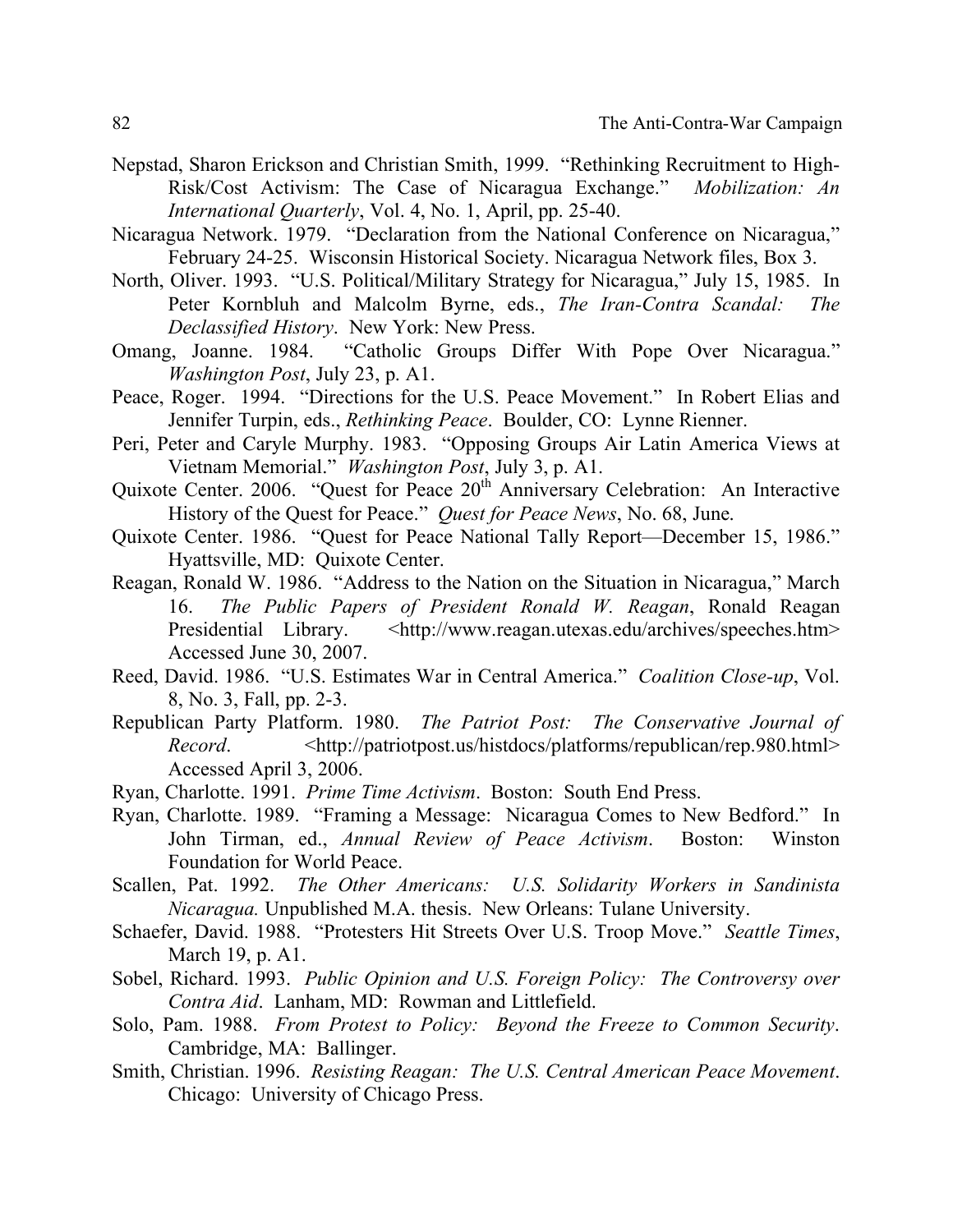Nepstad, Sharon Erickson and Christian Smith, 1999. "Rethinking Recruitment to High-Risk/Cost Activism: The Case of Nicaragua Exchange." *Mobilization: An International Quarterly*, Vol. 4, No. 1, April, pp. 25-40.

Nicaragua Network. 1979. "Declaration from the National Conference on Nicaragua," February 24-25. Wisconsin Historical Society. Nicaragua Network files, Box 3.

North, Oliver. 1993. "U.S. Political/Military Strategy for Nicaragua," July 15, 1985. In Peter Kornbluh and Malcolm Byrne, eds., *The Iran-Contra Scandal: The Declassified History*. New York: New Press.

Omang, Joanne. 1984. "Catholic Groups Differ With Pope Over Nicaragua." *Washington Post*, July 23, p. A1.

Peace, Roger. 1994. "Directions for the U.S. Peace Movement." In Robert Elias and Jennifer Turpin, eds., *Rethinking Peace*. Boulder, CO: Lynne Rienner.

Peri, Peter and Caryle Murphy. 1983. "Opposing Groups Air Latin America Views at Vietnam Memorial." *Washington Post*, July 3, p. A1.

Quixote Center. 2006. "Quest for Peace 20th Anniversary Celebration: An Interactive History of the Quest for Peace." *Quest for Peace News*, No. 68, June.

Quixote Center. 1986. "Quest for Peace National Tally Report—December 15, 1986." Hyattsville, MD: Quixote Center.

Reagan, Ronald W. 1986. "Address to the Nation on the Situation in Nicaragua," March 16. *The Public Papers of President Ronald W. Reagan*, Ronald Reagan Presidential Library. <http://www.reagan.utexas.edu/archives/speeches.htm> Accessed June 30, 2007.

Reed, David. 1986. "U.S. Estimates War in Central America." *Coalition Close-up*, Vol. 8, No. 3, Fall, pp. 2-3.

Republican Party Platform. 1980. *The Patriot Post: The Conservative Journal of Record*. <http://patriotpost.us/histdocs/platforms/republican/rep.980.html> Accessed April 3, 2006.

Ryan, Charlotte. 1991. *Prime Time Activism*. Boston: South End Press.

Ryan, Charlotte. 1989. "Framing a Message: Nicaragua Comes to New Bedford." In John Tirman, ed., *Annual Review of Peace Activism*. Boston: Winston Foundation for World Peace.

Scallen, Pat. 1992. *The Other Americans: U.S. Solidarity Workers in Sandinista Nicaragua.* Unpublished M.A. thesis. New Orleans: Tulane University.

Schaefer, David. 1988. "Protesters Hit Streets Over U.S. Troop Move." *Seattle Times*, March 19, p. A1.

Sobel, Richard. 1993. *Public Opinion and U.S. Foreign Policy: The Controversy over Contra Aid*. Lanham, MD: Rowman and Littlefield.

Solo, Pam. 1988. *From Protest to Policy: Beyond the Freeze to Common Security*. Cambridge, MA: Ballinger.

Smith, Christian. 1996. *Resisting Reagan: The U.S. Central American Peace Movement*. Chicago: University of Chicago Press.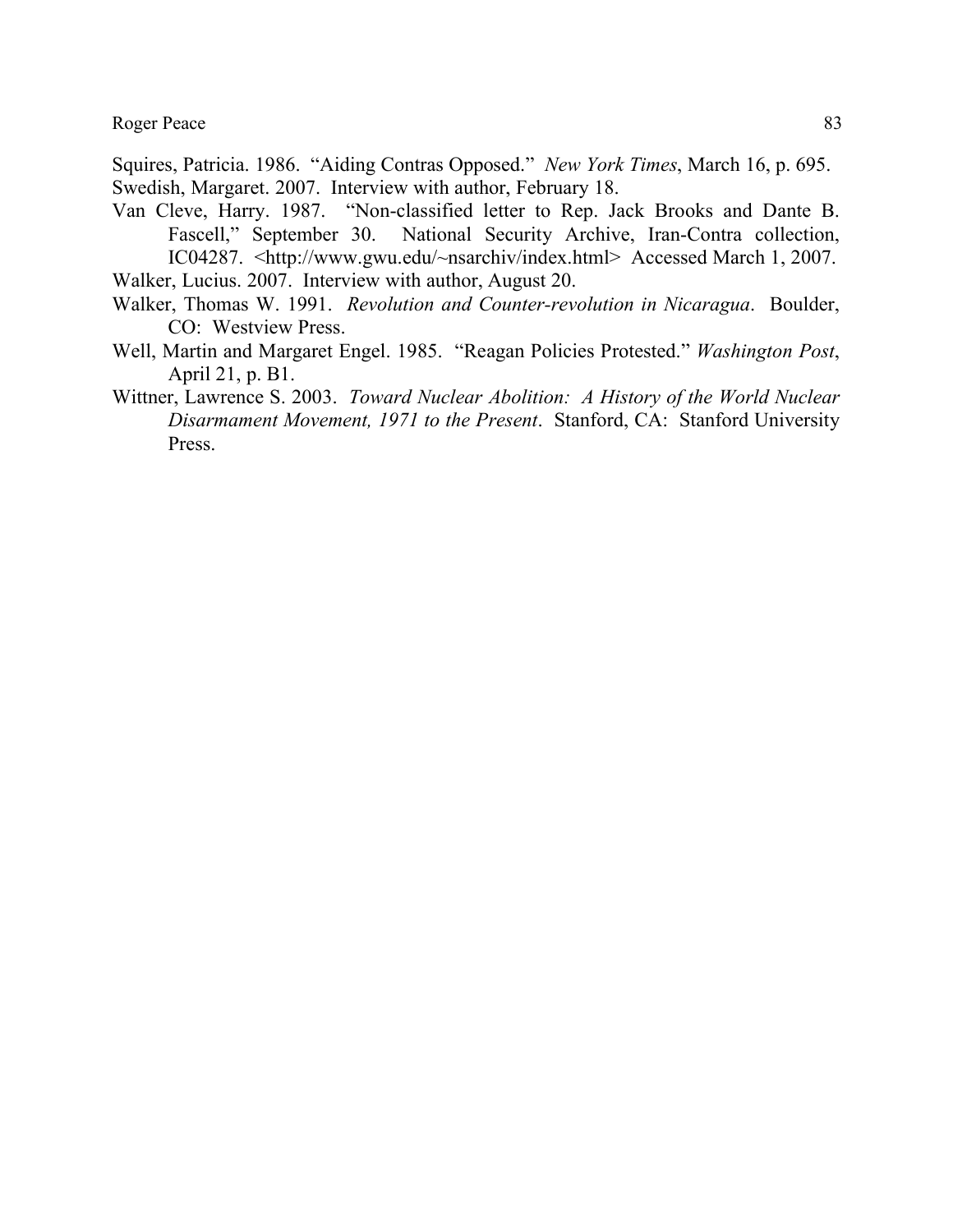Squires, Patricia. 1986. "Aiding Contras Opposed." *New York Times*, March 16, p. 695.

Swedish, Margaret. 2007. Interview with author, February 18.

Van Cleve, Harry. 1987. "Non-classified letter to Rep. Jack Brooks and Dante B. Fascell," September 30. National Security Archive, Iran-Contra collection, IC04287. <http://www.gwu.edu/~nsarchiv/index.html> Accessed March 1, 2007.

Walker, Lucius. 2007. Interview with author, August 20.

Walker, Thomas W. 1991. *Revolution and Counter-revolution in Nicaragua*. Boulder, CO: Westview Press.

Well, Martin and Margaret Engel. 1985. "Reagan Policies Protested." *Washington Post*, April 21, p. B1.

Wittner, Lawrence S. 2003. *Toward Nuclear Abolition: A History of the World Nuclear Disarmament Movement, 1971 to the Present*. Stanford, CA: Stanford University Press.